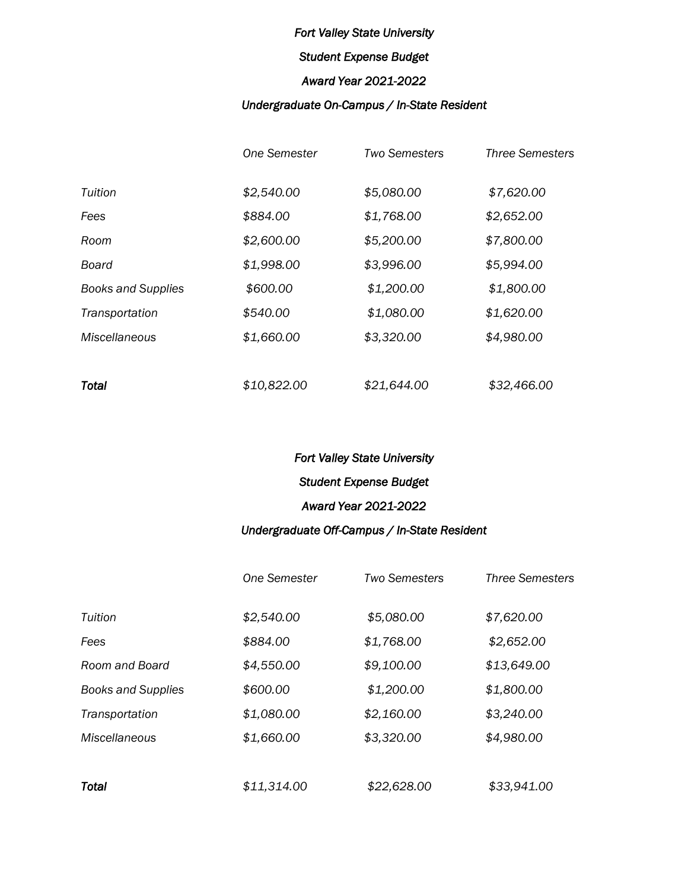*Fort Valley State University*

*Student Expense Budget*

*Award Year 2021-2022*

*Undergraduate On-Campus / In-State Resident*

| | *One Semester* | *Two Semesters* | *Three Semesters* |
|---|---|---|---|
| *Tuition* | *$2,540.00* | *$5,080.00* | *$7,620.00* |
| *Fees* | *$884.00* | *$1,768.00* | *$2,652.00* |
| *Room* | *$2,600.00* | *$5,200.00* | *$7,800.00* |
| *Board* | *$1,998.00* | *$3,996.00* | *$5,994.00* |
| *Books and Supplies* | *$600.00* | *$1,200.00* | *$1,800.00* |
| *Transportation* | *$540.00* | *$1,080.00* | *$1,620.00* |
| *Miscellaneous* | *$1,660.00* | *$3,320.00* | *$4,980.00* |
| ***Total*** | *$10,822.00* | *$21,644.00* | *$32,466.00* |

*Fort Valley State University*

*Student Expense Budget*

*Award Year 2021-2022*

*Undergraduate Off-Campus / In-State Resident*

| | *One Semester* | *Two Semesters* | *Three Semesters* |
|---|---|---|---|
| *Tuition* | *$2,540.00* | *$5,080.00* | *$7,620.00* |
| *Fees* | *$884.00* | *$1,768.00* | *$2,652.00* |
| *Room and Board* | *$4,550.00* | *$9,100.00* | *$13,649.00* |
| *Books and Supplies* | *$600.00* | *$1,200.00* | *$1,800.00* |
| *Transportation* | *$1,080.00* | *$2,160.00* | *$3,240.00* |
| *Miscellaneous* | *$1,660.00* | *$3,320.00* | *$4,980.00* |
| ***Total*** | *$11,314.00* | *$22,628.00* | *$33,941.00* |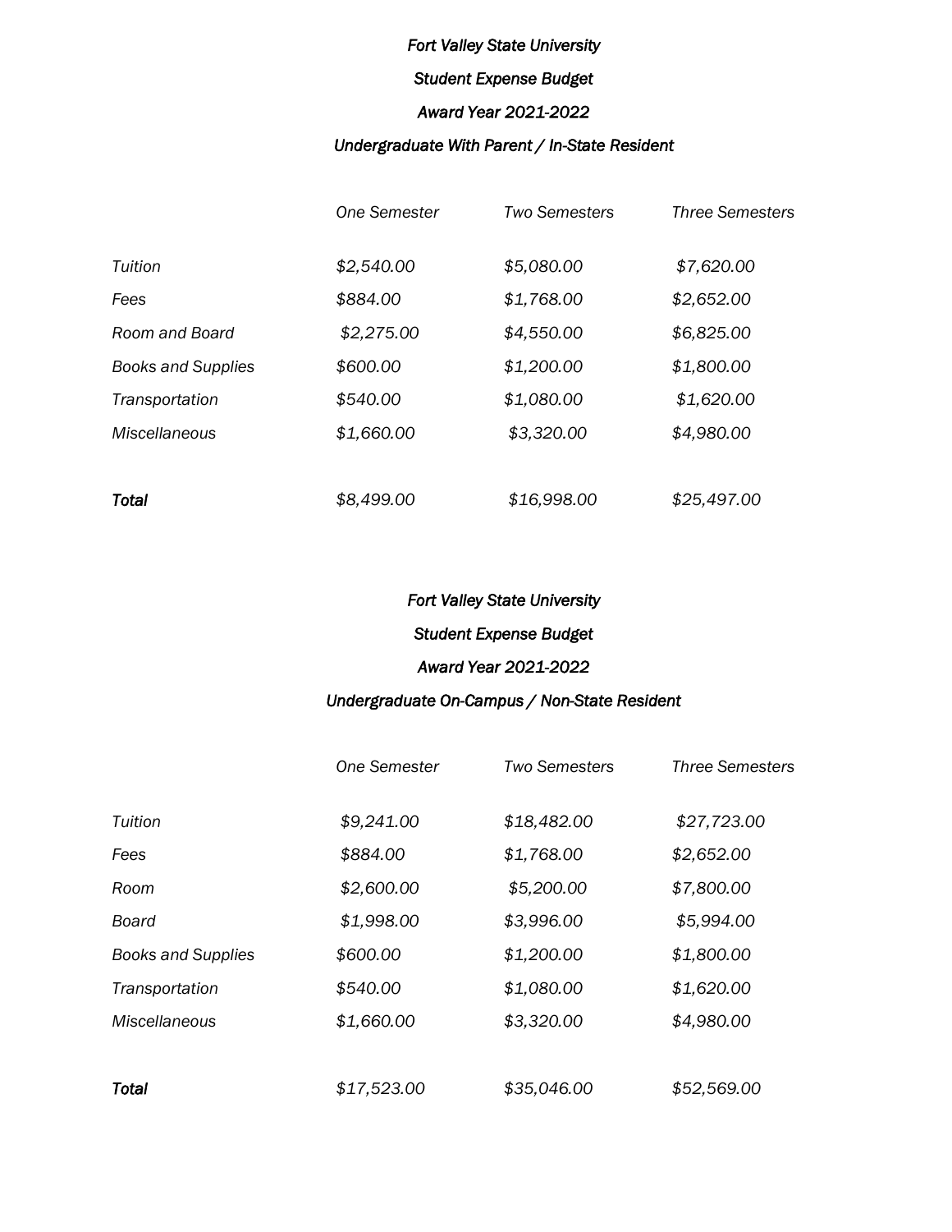*Fort Valley State University*

*Student Expense Budget*

*Award Year 2021-2022*

*Undergraduate With Parent / In-State Resident*

| | One Semester | Two Semesters | Three Semesters |
|---|---|---|---|
| Tuition | $2,540.00 | $5,080.00 | $7,620.00 |
| Fees | $884.00 | $1,768.00 | $2,652.00 |
| Room and Board | $2,275.00 | $4,550.00 | $6,825.00 |
| Books and Supplies | $600.00 | $1,200.00 | $1,800.00 |
| Transportation | $540.00 | $1,080.00 | $1,620.00 |
| Miscellaneous | $1,660.00 | $3,320.00 | $4,980.00 |
| **Total** | $8,499.00 | $16,998.00 | $25,497.00 |

*Fort Valley State University*

*Student Expense Budget*

*Award Year 2021-2022*

*Undergraduate On-Campus / Non-State Resident*

| | One Semester | Two Semesters | Three Semesters |
|---|---|---|---|
| Tuition | $9,241.00 | $18,482.00 | $27,723.00 |
| Fees | $884.00 | $1,768.00 | $2,652.00 |
| Room | $2,600.00 | $5,200.00 | $7,800.00 |
| Board | $1,998.00 | $3,996.00 | $5,994.00 |
| Books and Supplies | $600.00 | $1,200.00 | $1,800.00 |
| Transportation | $540.00 | $1,080.00 | $1,620.00 |
| Miscellaneous | $1,660.00 | $3,320.00 | $4,980.00 |
| **Total** | $17,523.00 | $35,046.00 | $52,569.00 |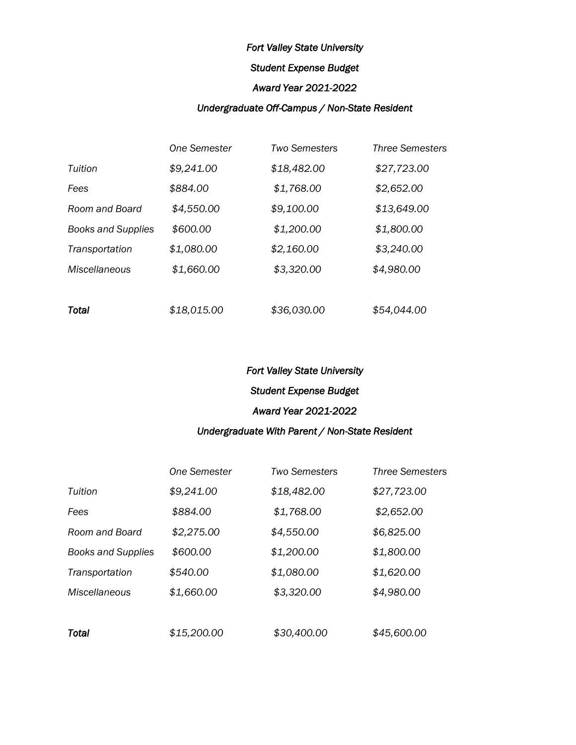*Fort Valley State University*

*Student Expense Budget*

*Award Year 2021-2022*

*Undergraduate Off-Campus / Non-State Resident*

| | *One Semester* | *Two Semesters* | *Three Semesters* |
|---|---|---|---|
| *Tuition* | *$9,241.00* | *$18,482.00* | *$27,723.00* |
| *Fees* | *$884.00* | *$1,768.00* | *$2,652.00* |
| *Room and Board* | *$4,550.00* | *$9,100.00* | *$13,649.00* |
| *Books and Supplies* | *$600.00* | *$1,200.00* | *$1,800.00* |
| *Transportation* | *$1,080.00* | *$2,160.00* | *$3,240.00* |
| *Miscellaneous* | *$1,660.00* | *$3,320.00* | *$4,980.00* |
| ***Total*** | *$18,015.00* | *$36,030.00* | *$54,044.00* |

*Fort Valley State University*

*Student Expense Budget*

*Award Year 2021-2022*

*Undergraduate With Parent / Non-State Resident*

| | *One Semester* | *Two Semesters* | *Three Semesters* |
|---|---|---|---|
| *Tuition* | *$9,241.00* | *$18,482.00* | *$27,723.00* |
| *Fees* | *$884.00* | *$1,768.00* | *$2,652.00* |
| *Room and Board* | *$2,275.00* | *$4,550.00* | *$6,825.00* |
| *Books and Supplies* | *$600.00* | *$1,200.00* | *$1,800.00* |
| *Transportation* | *$540.00* | *$1,080.00* | *$1,620.00* |
| *Miscellaneous* | *$1,660.00* | *$3,320.00* | *$4,980.00* |
| ***Total*** | *$15,200.00* | *$30,400.00* | *$45,600.00* |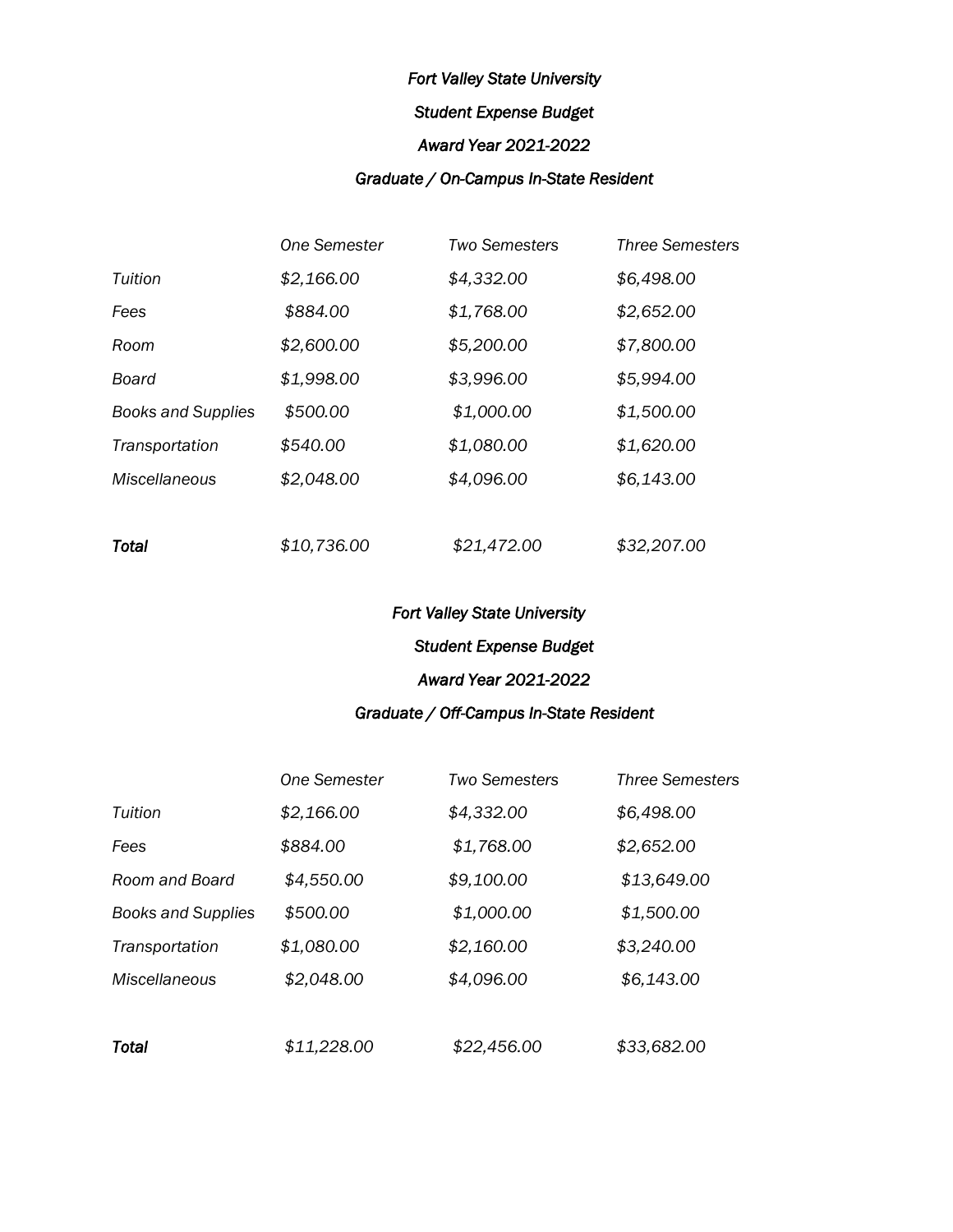*Fort Valley State University*

*Student Expense Budget*

*Award Year 2021-2022*

*Graduate / On-Campus In-State Resident*

| | *One Semester* | *Two Semesters* | *Three Semesters* |
|---|---|---|---|
| *Tuition* | *$2,166.00* | *$4,332.00* | *$6,498.00* |
| *Fees* | *$884.00* | *$1,768.00* | *$2,652.00* |
| *Room* | *$2,600.00* | *$5,200.00* | *$7,800.00* |
| *Board* | *$1,998.00* | *$3,996.00* | *$5,994.00* |
| *Books and Supplies* | *$500.00* | *$1,000.00* | *$1,500.00* |
| *Transportation* | *$540.00* | *$1,080.00* | *$1,620.00* |
| *Miscellaneous* | *$2,048.00* | *$4,096.00* | *$6,143.00* |
| ***Total*** | *$10,736.00* | *$21,472.00* | *$32,207.00* |

*Fort Valley State University*

*Student Expense Budget*

*Award Year 2021-2022*

*Graduate / Off-Campus In-State Resident*

| | *One Semester* | *Two Semesters* | *Three Semesters* |
|---|---|---|---|
| *Tuition* | *$2,166.00* | *$4,332.00* | *$6,498.00* |
| *Fees* | *$884.00* | *$1,768.00* | *$2,652.00* |
| *Room and Board* | *$4,550.00* | *$9,100.00* | *$13,649.00* |
| *Books and Supplies* | *$500.00* | *$1,000.00* | *$1,500.00* |
| *Transportation* | *$1,080.00* | *$2,160.00* | *$3,240.00* |
| *Miscellaneous* | *$2,048.00* | *$4,096.00* | *$6,143.00* |
| ***Total*** | *$11,228.00* | *$22,456.00* | *$33,682.00* |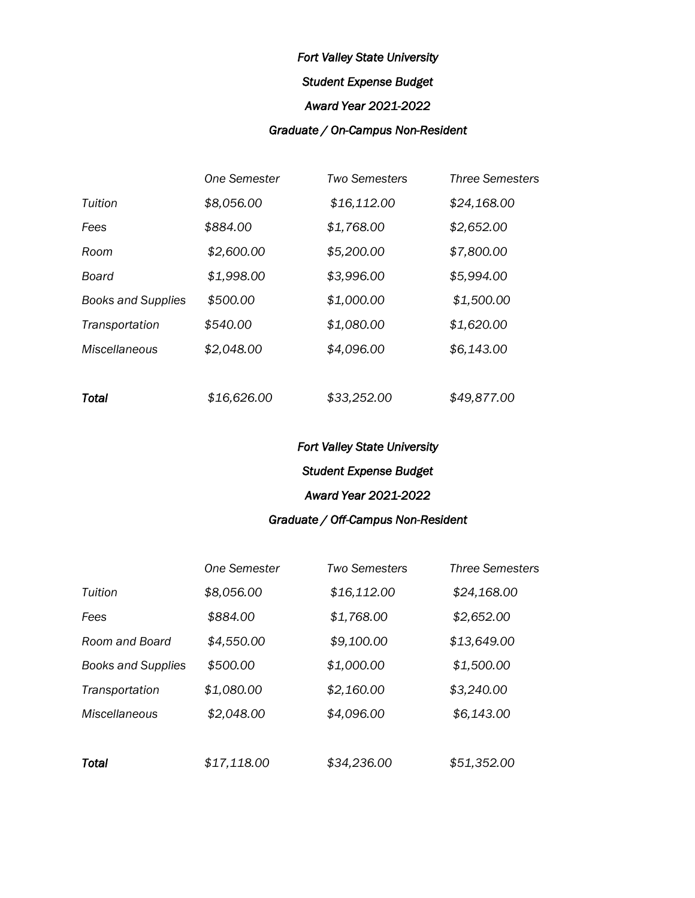*Fort Valley State University*

*Student Expense Budget*

*Award Year 2021-2022*

*Graduate / On-Campus Non-Resident*

| | *One Semester* | *Two Semesters* | *Three Semesters* |
|---|---|---|---|
| *Tuition* | *$8,056.00* | *$16,112.00* | *$24,168.00* |
| *Fees* | *$884.00* | *$1,768.00* | *$2,652.00* |
| *Room* | *$2,600.00* | *$5,200.00* | *$7,800.00* |
| *Board* | *$1,998.00* | *$3,996.00* | *$5,994.00* |
| *Books and Supplies* | *$500.00* | *$1,000.00* | *$1,500.00* |
| *Transportation* | *$540.00* | *$1,080.00* | *$1,620.00* |
| *Miscellaneous* | *$2,048.00* | *$4,096.00* | *$6,143.00* |
| ***Total*** | *$16,626.00* | *$33,252.00* | *$49,877.00* |

*Fort Valley State University*

*Student Expense Budget*

*Award Year 2021-2022*

*Graduate / Off-Campus Non-Resident*

| | *One Semester* | *Two Semesters* | *Three Semesters* |
|---|---|---|---|
| *Tuition* | *$8,056.00* | *$16,112.00* | *$24,168.00* |
| *Fees* | *$884.00* | *$1,768.00* | *$2,652.00* |
| *Room and Board* | *$4,550.00* | *$9,100.00* | *$13,649.00* |
| *Books and Supplies* | *$500.00* | *$1,000.00* | *$1,500.00* |
| *Transportation* | *$1,080.00* | *$2,160.00* | *$3,240.00* |
| *Miscellaneous* | *$2,048.00* | *$4,096.00* | *$6,143.00* |
| ***Total*** | *$17,118.00* | *$34,236.00* | *$51,352.00* |